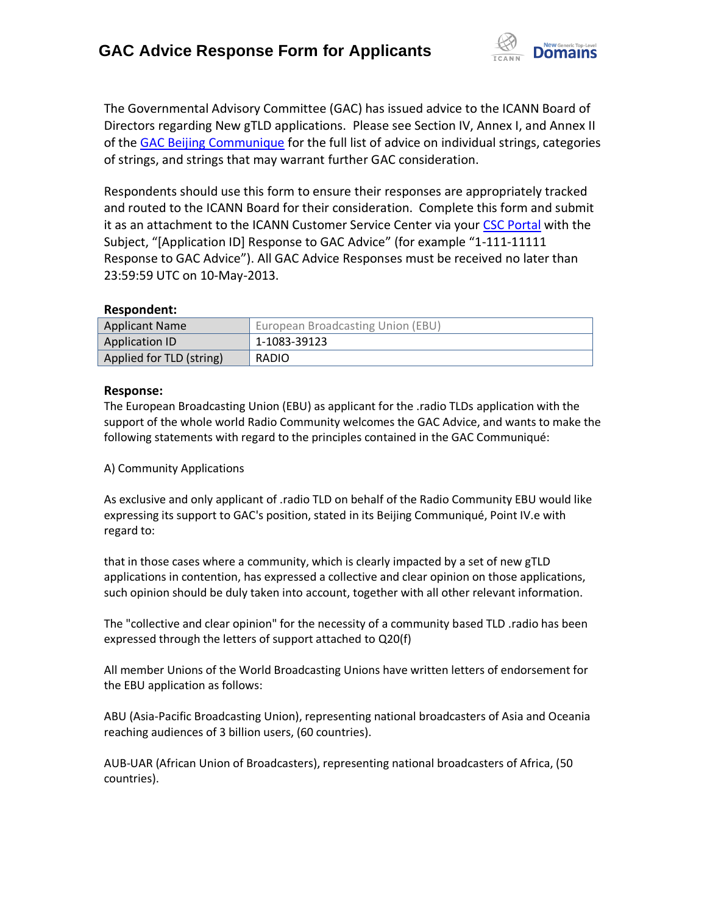# GAC Advice Response Form for Applicants

The Governmental Advisory Committee (GAC) has issued advice to the ICANN Board of Directors regarding New gTLD applications. Please see Section IV, Annex I, and Annex II of the [GAC Beijing Communique](GAC Beijing Communique) for the full list of advice on individual strings, categories of strings, and strings that may warrant further GAC consideration.

Respondents should use this form to ensure their responses are appropriately tracked and routed to the ICANN Board for their consideration. Complete this form and submit it as an attachment to the ICANN Customer Service Center via your [CSC Portal](CSC Portal) with the Subject, "[Application ID] Response to GAC Advice" (for example "1-111-11111 Response to GAC Advice"). All GAC Advice Responses must be received no later than 23:59:59 UTC on 10-May-2013.

**Respondent:**

| | |
|---|---|
| Applicant Name | European Broadcasting Union (EBU) |
| Application ID | 1-1083-39123 |
| Applied for TLD (string) | RADIO |

**Response:**

The European Broadcasting Union (EBU) as applicant for the .radio TLDs application with the support of the whole world Radio Community welcomes the GAC Advice, and wants to make the following statements with regard to the principles contained in the GAC Communiqué:

A) Community Applications

As exclusive and only applicant of .radio TLD on behalf of the Radio Community EBU would like expressing its support to GAC's position, stated in its Beijing Communiqué, Point IV.e with regard to:

that in those cases where a community, which is clearly impacted by a set of new gTLD applications in contention, has expressed a collective and clear opinion on those applications, such opinion should be duly taken into account, together with all other relevant information.

The "collective and clear opinion" for the necessity of a community based TLD .radio has been expressed through the letters of support attached to Q20(f)

All member Unions of the World Broadcasting Unions have written letters of endorsement for the EBU application as follows:

ABU (Asia-Pacific Broadcasting Union), representing national broadcasters of Asia and Oceania reaching audiences of 3 billion users, (60 countries).

AUB-UAR (African Union of Broadcasters), representing national broadcasters of Africa, (50 countries).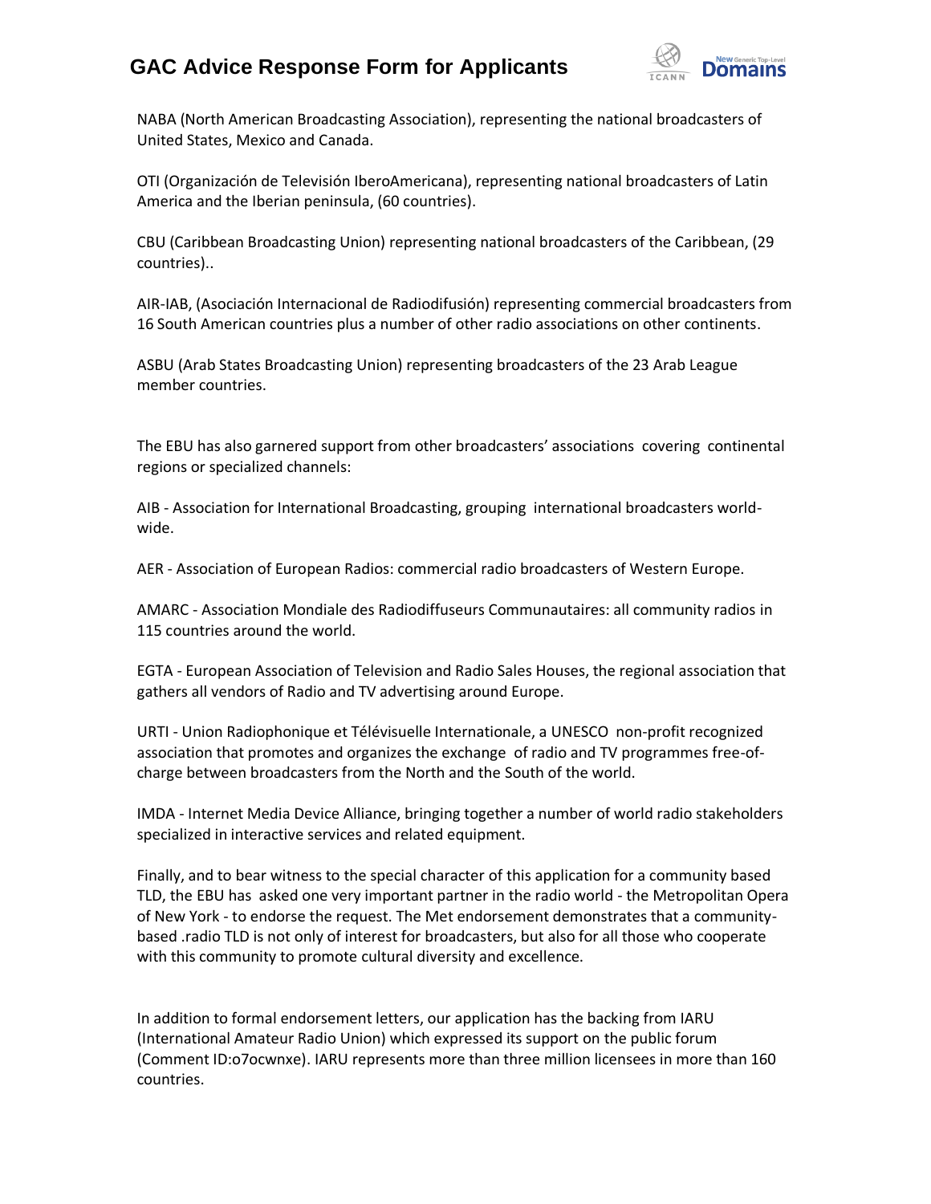NABA (North American Broadcasting Association), representing the national broadcasters of United States, Mexico and Canada.

OTI (Organización de Televisión IberoAmericana), representing national broadcasters of Latin America and the Iberian peninsula, (60 countries).

CBU (Caribbean Broadcasting Union) representing national broadcasters of the Caribbean, (29 countries)..

AIR-IAB, (Asociación Internacional de Radiodifusión) representing commercial broadcasters from 16 South American countries plus a number of other radio associations on other continents.

ASBU (Arab States Broadcasting Union) representing broadcasters of the 23 Arab League member countries.

The EBU has also garnered support from other broadcasters' associations covering continental regions or specialized channels:

AIB - Association for International Broadcasting, grouping international broadcasters world-wide.

AER - Association of European Radios: commercial radio broadcasters of Western Europe.

AMARC - Association Mondiale des Radiodiffuseurs Communautaires: all community radios in 115 countries around the world.

EGTA - European Association of Television and Radio Sales Houses, the regional association that gathers all vendors of Radio and TV advertising around Europe.

URTI - Union Radiophonique et Télévisuelle Internationale, a UNESCO non-profit recognized association that promotes and organizes the exchange of radio and TV programmes free-of-charge between broadcasters from the North and the South of the world.

IMDA - Internet Media Device Alliance, bringing together a number of world radio stakeholders specialized in interactive services and related equipment.

Finally, and to bear witness to the special character of this application for a community based TLD, the EBU has asked one very important partner in the radio world - the Metropolitan Opera of New York - to endorse the request. The Met endorsement demonstrates that a community-based .radio TLD is not only of interest for broadcasters, but also for all those who cooperate with this community to promote cultural diversity and excellence.

In addition to formal endorsement letters, our application has the backing from IARU (International Amateur Radio Union) which expressed its support on the public forum (Comment ID:o7ocwnxe). IARU represents more than three million licensees in more than 160 countries.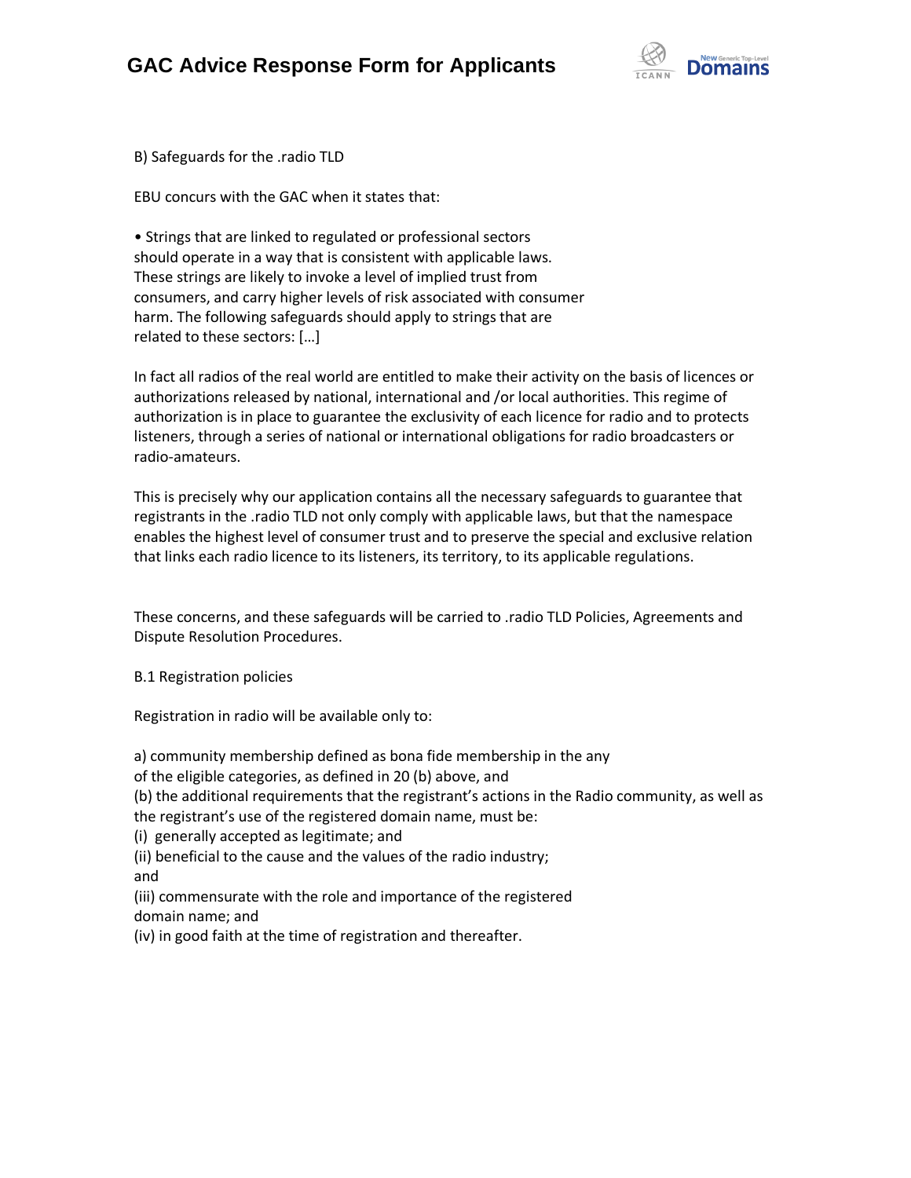B) Safeguards for the .radio TLD

EBU concurs with the GAC when it states that:

• Strings that are linked to regulated or professional sectors should operate in a way that is consistent with applicable laws. These strings are likely to invoke a level of implied trust from consumers, and carry higher levels of risk associated with consumer harm. The following safeguards should apply to strings that are related to these sectors: […]

In fact all radios of the real world are entitled to make their activity on the basis of licences or authorizations released by national, international and /or local authorities. This regime of authorization is in place to guarantee the exclusivity of each licence for radio and to protects listeners, through a series of national or international obligations for radio broadcasters or radio-amateurs.

This is precisely why our application contains all the necessary safeguards to guarantee that registrants in the .radio TLD not only comply with applicable laws, but that the namespace enables the highest level of consumer trust and to preserve the special and exclusive relation that links each radio licence to its listeners, its territory, to its applicable regulations.

These concerns, and these safeguards will be carried to .radio TLD Policies, Agreements and Dispute Resolution Procedures.

B.1 Registration policies

Registration in radio will be available only to:

a) community membership defined as bona fide membership in the any of the eligible categories, as defined in 20 (b) above, and
(b) the additional requirements that the registrant's actions in the Radio community, as well as the registrant's use of the registered domain name, must be:
(i) generally accepted as legitimate; and
(ii) beneficial to the cause and the values of the radio industry; and
(iii) commensurate with the role and importance of the registered domain name; and
(iv) in good faith at the time of registration and thereafter.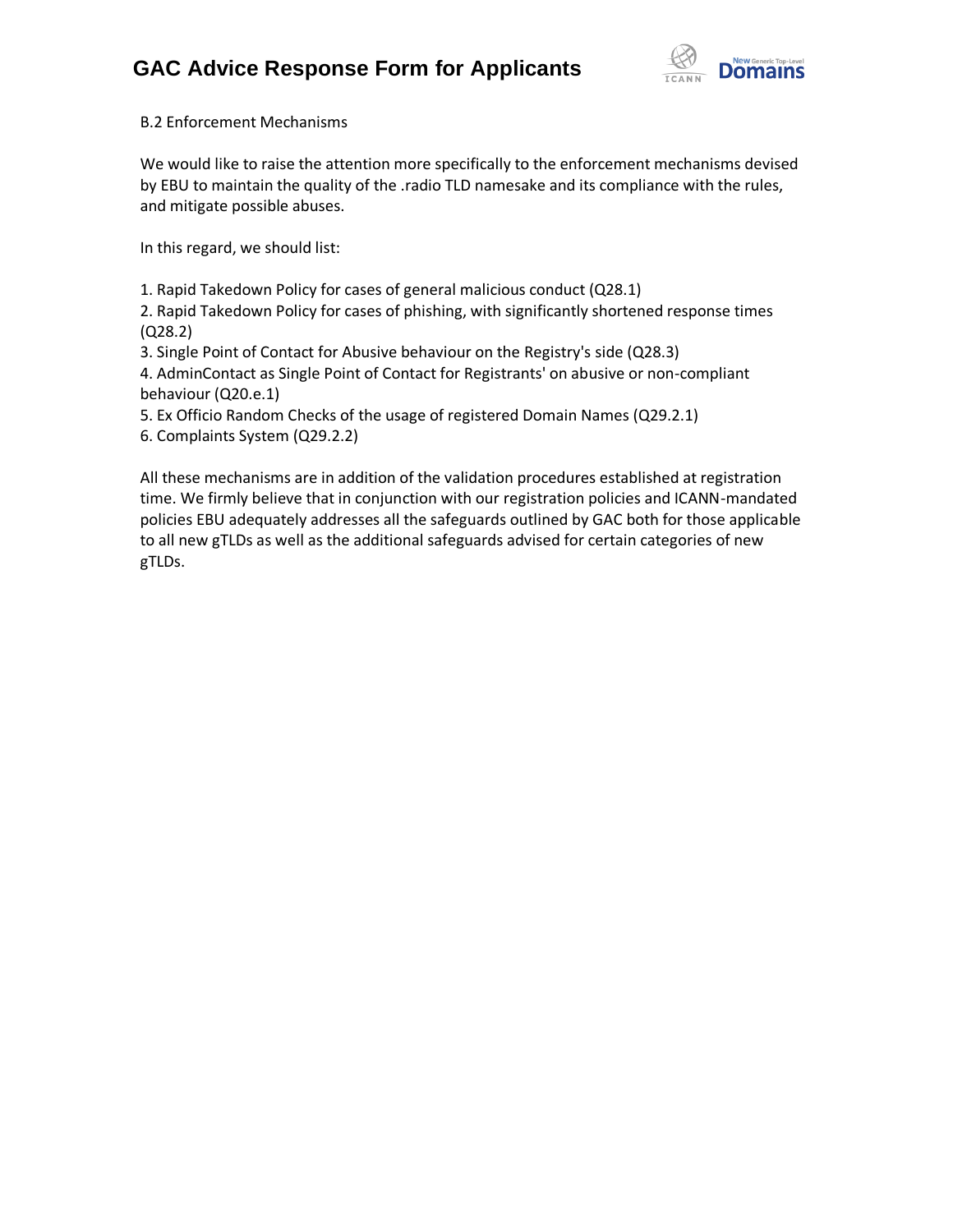B.2 Enforcement Mechanisms

We would like to raise the attention more specifically to the enforcement mechanisms devised by EBU to maintain the quality of the .radio TLD namesake and its compliance with the rules, and mitigate possible abuses.

In this regard, we should list:

1. Rapid Takedown Policy for cases of general malicious conduct (Q28.1)
2. Rapid Takedown Policy for cases of phishing, with significantly shortened response times (Q28.2)
3. Single Point of Contact for Abusive behaviour on the Registry's side (Q28.3)
4. AdminContact as Single Point of Contact for Registrants' on abusive or non-compliant behaviour (Q20.e.1)
5. Ex Officio Random Checks of the usage of registered Domain Names (Q29.2.1)
6. Complaints System (Q29.2.2)

All these mechanisms are in addition of the validation procedures established at registration time. We firmly believe that in conjunction with our registration policies and ICANN-mandated policies EBU adequately addresses all the safeguards outlined by GAC both for those applicable to all new gTLDs as well as the additional safeguards advised for certain categories of new gTLDs.